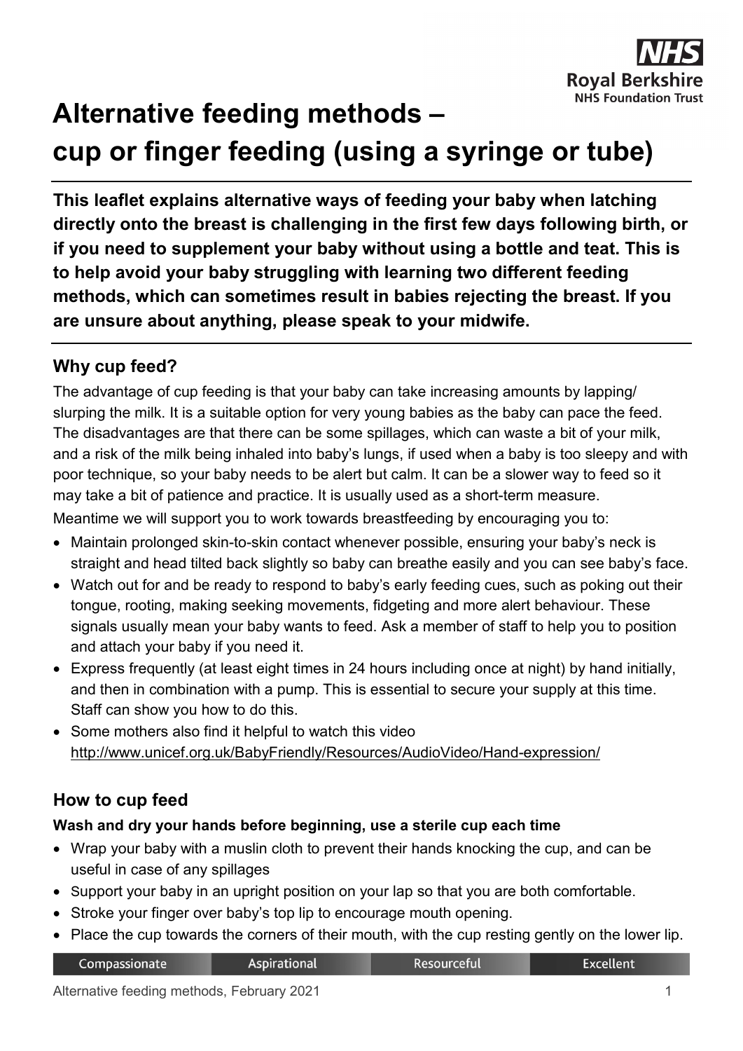# Alternative feeding methods – cup or finger feeding (using a syringe or tube)

**This leaflet explains alternative ways of feeding your baby when latching directly onto the breast is challenging in the first few days following birth, or if you need to supplement your baby without using a bottle and teat. This is to help avoid your baby struggling with learning two different feeding methods, which can sometimes result in babies rejecting the breast. If you are unsure about anything, please speak to your midwife.**

## Why cup feed?

The advantage of cup feeding is that your baby can take increasing amounts by lapping/ slurping the milk. It is a suitable option for very young babies as the baby can pace the feed. The disadvantages are that there can be some spillages, which can waste a bit of your milk, and a risk of the milk being inhaled into baby's lungs, if used when a baby is too sleepy and with poor technique, so your baby needs to be alert but calm. It can be a slower way to feed so it may take a bit of patience and practice. It is usually used as a short-term measure.

Meantime we will support you to work towards breastfeeding by encouraging you to:

- Maintain prolonged skin-to-skin contact whenever possible, ensuring your baby's neck is straight and head tilted back slightly so baby can breathe easily and you can see baby's face.
- Watch out for and be ready to respond to baby's early feeding cues, such as poking out their tongue, rooting, making seeking movements, fidgeting and more alert behaviour. These signals usually mean your baby wants to feed. Ask a member of staff to help you to position and attach your baby if you need it.
- Express frequently (at least eight times in 24 hours including once at night) by hand initially, and then in combination with a pump. This is essential to secure your supply at this time. Staff can show you how to do this.
- Some mothers also find it helpful to watch this video http://www.unicef.org.uk/BabyFriendly/Resources/AudioVideo/Hand-expression/

## How to cup feed

**Wash and dry your hands before beginning, use a sterile cup each time**

- Wrap your baby with a muslin cloth to prevent their hands knocking the cup, and can be useful in case of any spillages
- Support your baby in an upright position on your lap so that you are both comfortable.
- Stroke your finger over baby's top lip to encourage mouth opening.
- Place the cup towards the corners of their mouth, with the cup resting gently on the lower lip.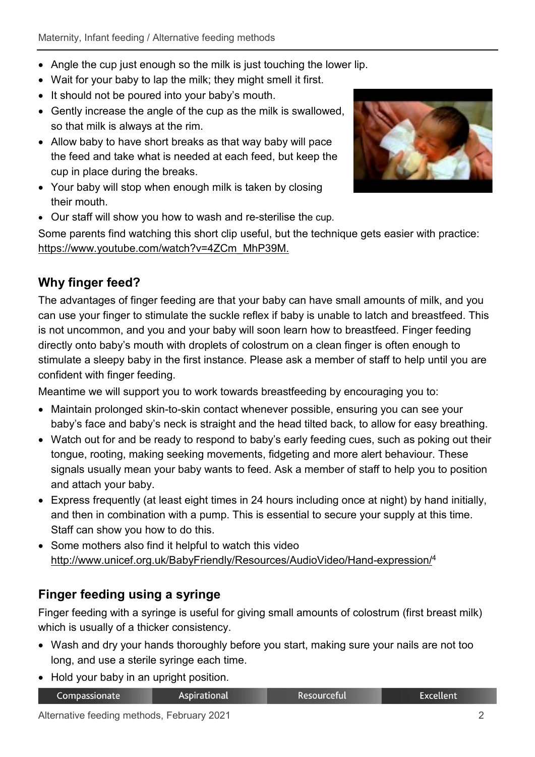- Angle the cup just enough so the milk is just touching the lower lip.
- Wait for your baby to lap the milk; they might smell it first.
- It should not be poured into your baby's mouth.
- Gently increase the angle of the cup as the milk is swallowed, so that milk is always at the rim.
- Allow baby to have short breaks as that way baby will pace the feed and take what is needed at each feed, but keep the cup in place during the breaks.
- Your baby will stop when enough milk is taken by closing their mouth.
- Our staff will show you how to wash and re-sterilise the cup.

Some parents find watching this short clip useful, but the technique gets easier with practice: https://www.youtube.com/watch?v=4ZCm_MhP39M.

## Why finger feed?

The advantages of finger feeding are that your baby can have small amounts of milk, and you can use your finger to stimulate the suckle reflex if baby is unable to latch and breastfeed. This is not uncommon, and you and your baby will soon learn how to breastfeed. Finger feeding directly onto baby's mouth with droplets of colostrum on a clean finger is often enough to stimulate a sleepy baby in the first instance. Please ask a member of staff to help until you are confident with finger feeding.

Meantime we will support you to work towards breastfeeding by encouraging you to:

- Maintain prolonged skin-to-skin contact whenever possible, ensuring you can see your baby's face and baby's neck is straight and the head tilted back, to allow for easy breathing.
- Watch out for and be ready to respond to baby's early feeding cues, such as poking out their tongue, rooting, making seeking movements, fidgeting and more alert behaviour. These signals usually mean your baby wants to feed. Ask a member of staff to help you to position and attach your baby.
- Express frequently (at least eight times in 24 hours including once at night) by hand initially, and then in combination with a pump. This is essential to secure your supply at this time. Staff can show you how to do this.
- Some mothers also find it helpful to watch this video http://www.unicef.org.uk/BabyFriendly/Resources/AudioVideo/Hand-expression/[4]

## Finger feeding using a syringe

Finger feeding with a syringe is useful for giving small amounts of colostrum (first breast milk) which is usually of a thicker consistency.

- Wash and dry your hands thoroughly before you start, making sure your nails are not too long, and use a sterile syringe each time.
- Hold your baby in an upright position.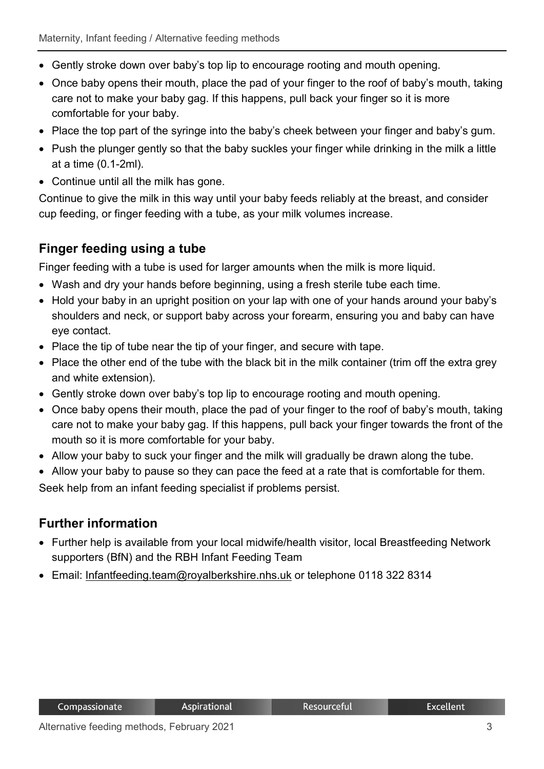- Gently stroke down over baby's top lip to encourage rooting and mouth opening.
- Once baby opens their mouth, place the pad of your finger to the roof of baby's mouth, taking care not to make your baby gag. If this happens, pull back your finger so it is more comfortable for your baby.
- Place the top part of the syringe into the baby's cheek between your finger and baby's gum.
- Push the plunger gently so that the baby suckles your finger while drinking in the milk a little at a time (0.1-2ml).
- Continue until all the milk has gone.

Continue to give the milk in this way until your baby feeds reliably at the breast, and consider cup feeding, or finger feeding with a tube, as your milk volumes increase.

## Finger feeding using a tube

Finger feeding with a tube is used for larger amounts when the milk is more liquid.

- Wash and dry your hands before beginning, using a fresh sterile tube each time.
- Hold your baby in an upright position on your lap with one of your hands around your baby's shoulders and neck, or support baby across your forearm, ensuring you and baby can have eye contact.
- Place the tip of tube near the tip of your finger, and secure with tape.
- Place the other end of the tube with the black bit in the milk container (trim off the extra grey and white extension).
- Gently stroke down over baby's top lip to encourage rooting and mouth opening.
- Once baby opens their mouth, place the pad of your finger to the roof of baby's mouth, taking care not to make your baby gag. If this happens, pull back your finger towards the front of the mouth so it is more comfortable for your baby.
- Allow your baby to suck your finger and the milk will gradually be drawn along the tube.
- Allow your baby to pause so they can pace the feed at a rate that is comfortable for them.

Seek help from an infant feeding specialist if problems persist.

## Further information

- Further help is available from your local midwife/health visitor, local Breastfeeding Network supporters (BfN) and the RBH Infant Feeding Team
- Email: Infantfeeding.team@royalberkshire.nhs.uk or telephone 0118 322 8314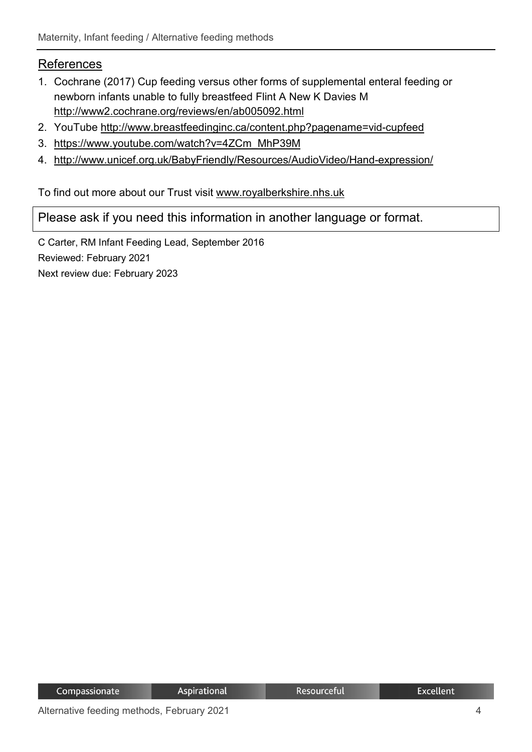## References

1. Cochrane (2017) Cup feeding versus other forms of supplemental enteral feeding or newborn infants unable to fully breastfeed Flint A New K Davies M http://www2.cochrane.org/reviews/en/ab005092.html
2. YouTube http://www.breastfeedinginc.ca/content.php?pagename=vid-cupfeed
3. https://www.youtube.com/watch?v=4ZCm_MhP39M
4. http://www.unicef.org.uk/BabyFriendly/Resources/AudioVideo/Hand-expression/

To find out more about our Trust visit www.royalberkshire.nhs.uk

Please ask if you need this information in another language or format.

C Carter, RM Infant Feeding Lead, September 2016

Reviewed: February 2021

Next review due: February 2023